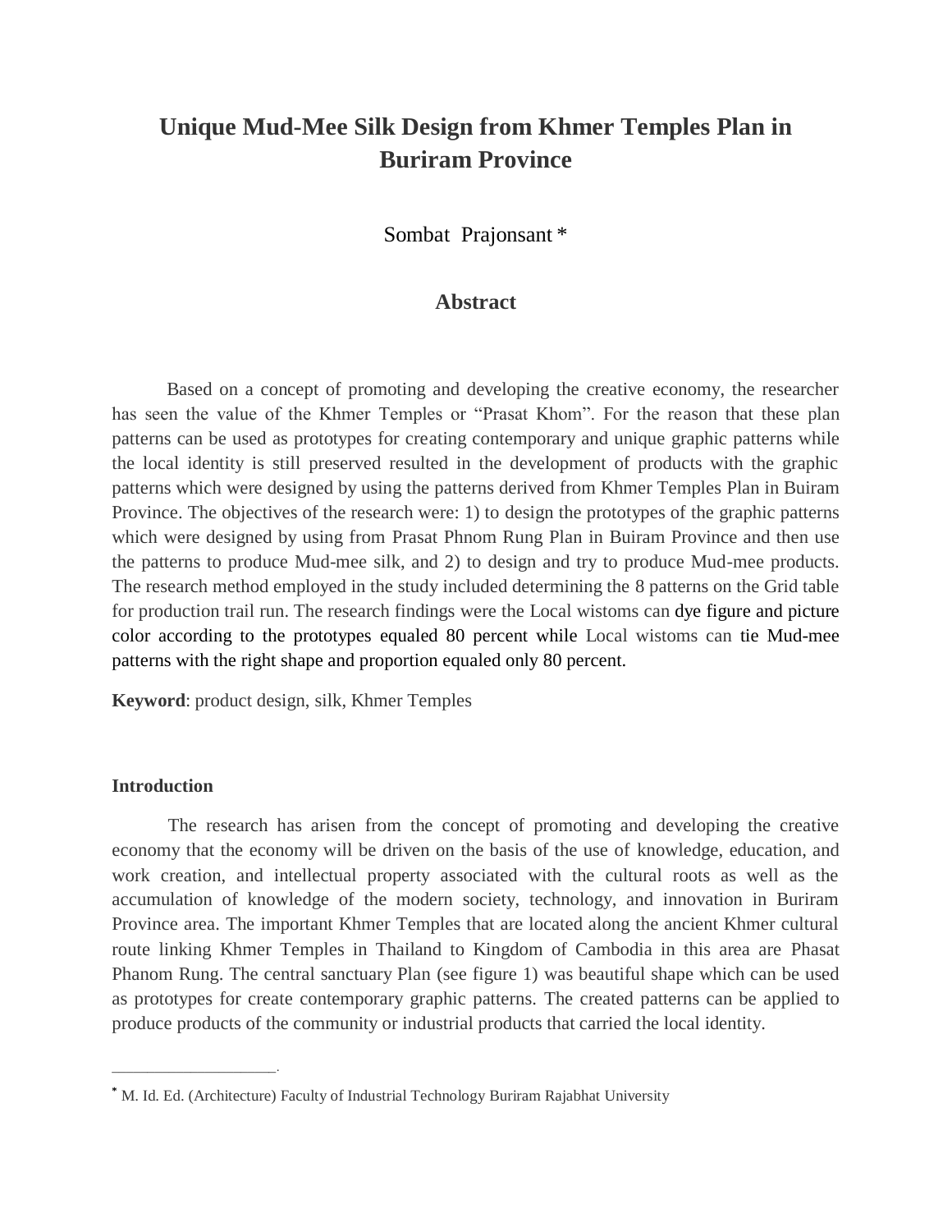# Unique Mud-Mee Silk Design from Khmer Temples Plan in Buriram Province

Sombat Prajonsant *

## Abstract

Based on a concept of promoting and developing the creative economy, the researcher has seen the value of the Khmer Temples or "Prasat Khom". For the reason that these plan patterns can be used as prototypes for creating contemporary and unique graphic patterns while the local identity is still preserved resulted in the development of products with the graphic patterns which were designed by using the patterns derived from Khmer Temples Plan in Buiram Province. The objectives of the research were: 1) to design the prototypes of the graphic patterns which were designed by using from Prasat Phnom Rung Plan in Buiram Province and then use the patterns to produce Mud-mee silk, and 2) to design and try to produce Mud-mee products. The research method employed in the study included determining the 8 patterns on the Grid table for production trail run. The research findings were the Local wistoms can dye figure and picture color according to the prototypes equaled 80 percent while Local wistoms can tie Mud-mee patterns with the right shape and proportion equaled only 80 percent.

**Keyword**: product design, silk, Khmer Temples

### Introduction

The research has arisen from the concept of promoting and developing the creative economy that the economy will be driven on the basis of the use of knowledge, education, and work creation, and intellectual property associated with the cultural roots as well as the accumulation of knowledge of the modern society, technology, and innovation in Buriram Province area. The important Khmer Temples that are located along the ancient Khmer cultural route linking Khmer Temples in Thailand to Kingdom of Cambodia in this area are Phasat Phanom Rung. The central sanctuary Plan (see figure 1) was beautiful shape which can be used as prototypes for create contemporary graphic patterns. The created patterns can be applied to produce products of the community or industrial products that carried the local identity.

---

\* M. Id. Ed. (Architecture) Faculty of Industrial Technology Buriram Rajabhat University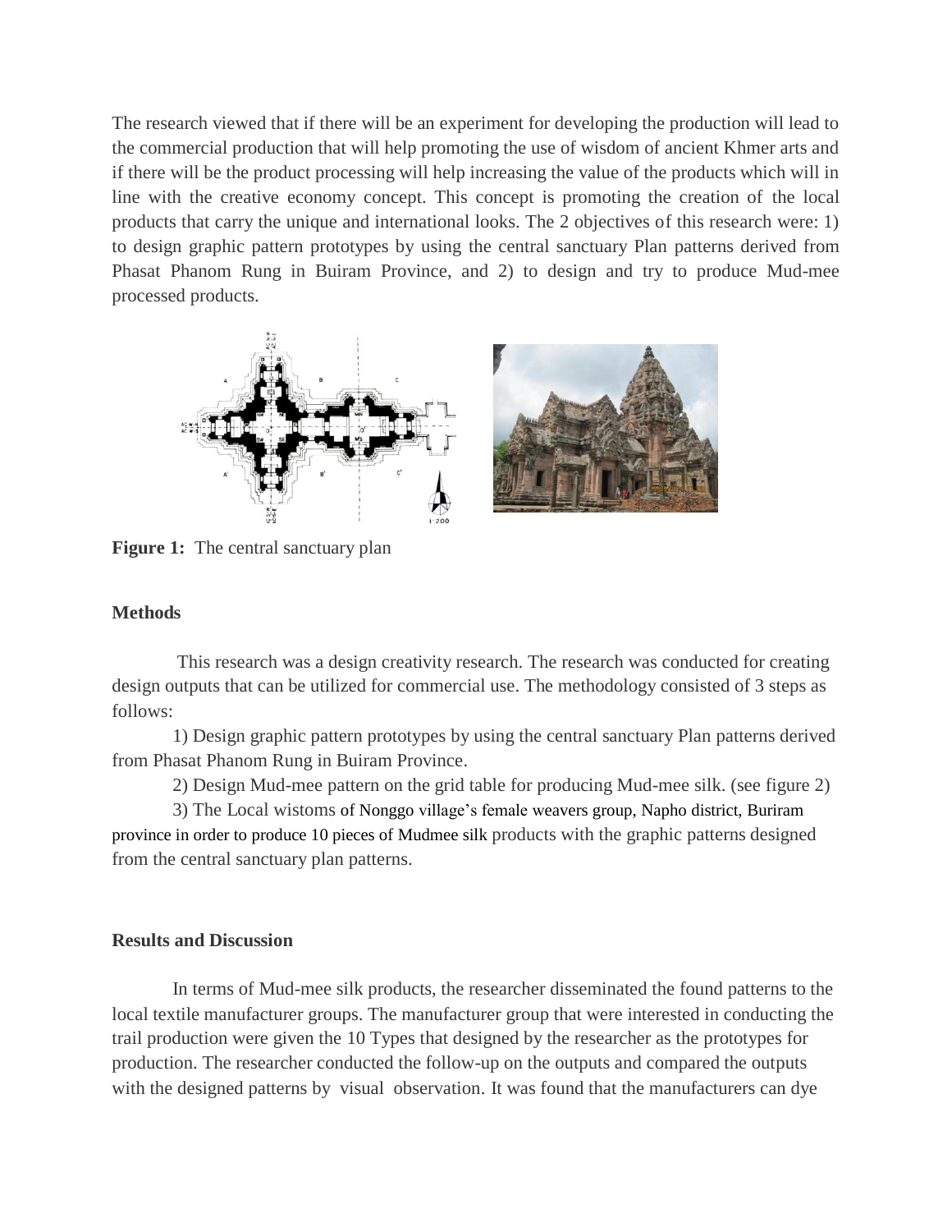The research viewed that if there will be an experiment for developing the production will lead to the commercial production that will help promoting the use of wisdom of ancient Khmer arts and if there will be the product processing will help increasing the value of the products which will in line with the creative economy concept. This concept is promoting the creation of the local products that carry the unique and international looks. The 2 objectives of this research were: 1) to design graphic pattern prototypes by using the central sanctuary Plan patterns derived from Phasat Phanom Rung in Buiram Province, and 2) to design and try to produce Mud-mee processed products.

**Figure 1:** The central sanctuary plan

**Methods**

This research was a design creativity research. The research was conducted for creating design outputs that can be utilized for commercial use. The methodology consisted of 3 steps as follows:

1) Design graphic pattern prototypes by using the central sanctuary Plan patterns derived from Phasat Phanom Rung in Buiram Province.

2) Design Mud-mee pattern on the grid table for producing Mud-mee silk. (see figure 2)

3) The Local wistoms of Nonggo village's female weavers group, Napho district, Buriram province in order to produce 10 pieces of Mudmee silk products with the graphic patterns designed from the central sanctuary plan patterns.

**Results and Discussion**

In terms of Mud-mee silk products, the researcher disseminated the found patterns to the local textile manufacturer groups. The manufacturer group that were interested in conducting the trail production were given the 10 Types that designed by the researcher as the prototypes for production. The researcher conducted the follow-up on the outputs and compared the outputs with the designed patterns by visual observation. It was found that the manufacturers can dye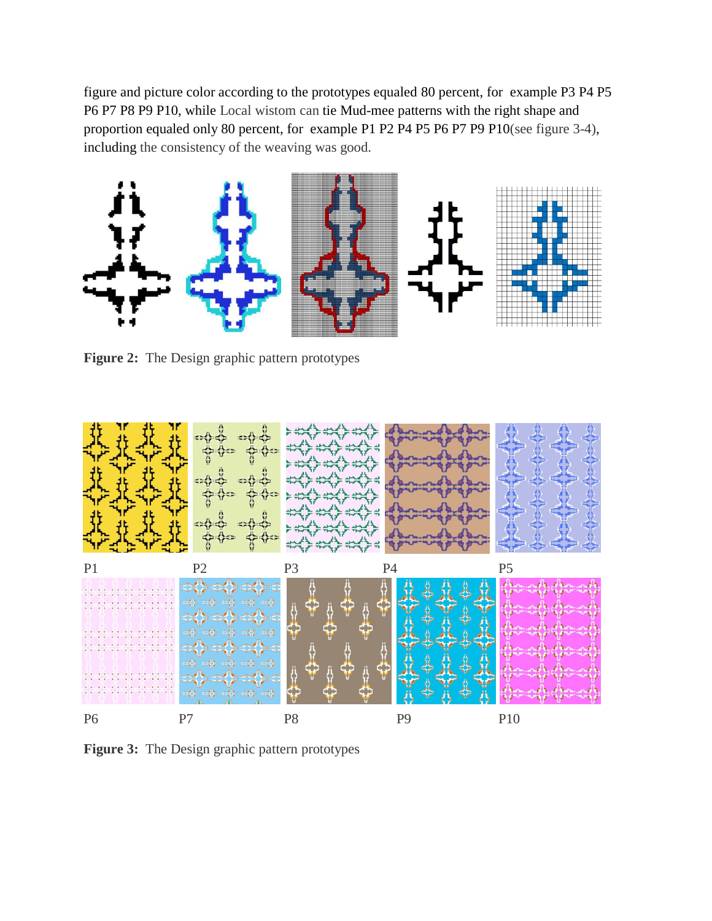figure and picture color according to the prototypes equaled 80 percent, for example P3 P4 P5 P6 P7 P8 P9 P10, while Local wistom can tie Mud-mee patterns with the right shape and proportion equaled only 80 percent, for example P1 P2 P4 P5 P6 P7 P9 P10(see figure 3-4), including the consistency of the weaving was good.

**Figure 2:** The Design graphic pattern prototypes

P1 P2 P3 P4 P5

P6 P7 P8 P9 P10

**Figure 3:** The Design graphic pattern prototypes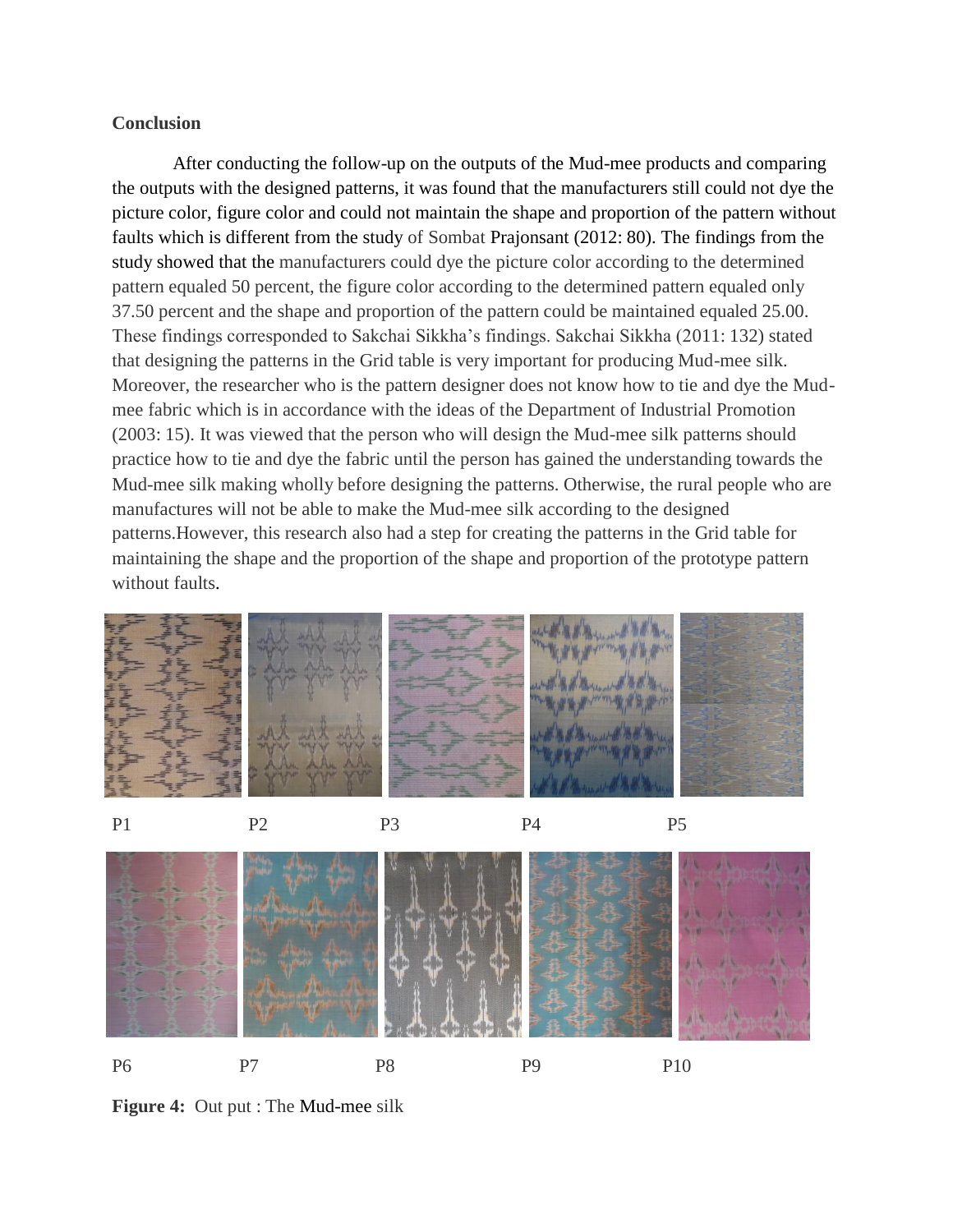**Conclusion**

After conducting the follow-up on the outputs of the Mud-mee products and comparing the outputs with the designed patterns, it was found that the manufacturers still could not dye the picture color, figure color and could not maintain the shape and proportion of the pattern without faults which is different from the study of Sombat Prajonsant (2012: 80). The findings from the study showed that the manufacturers could dye the picture color according to the determined pattern equaled 50 percent, the figure color according to the determined pattern equaled only 37.50 percent and the shape and proportion of the pattern could be maintained equaled 25.00. These findings corresponded to Sakchai Sikkha's findings. Sakchai Sikkha (2011: 132) stated that designing the patterns in the Grid table is very important for producing Mud-mee silk. Moreover, the researcher who is the pattern designer does not know how to tie and dye the Mud-mee fabric which is in accordance with the ideas of the Department of Industrial Promotion (2003: 15). It was viewed that the person who will design the Mud-mee silk patterns should practice how to tie and dye the fabric until the person has gained the understanding towards the Mud-mee silk making wholly before designing the patterns. Otherwise, the rural people who are manufactures will not be able to make the Mud-mee silk according to the designed patterns.However, this research also had a step for creating the patterns in the Grid table for maintaining the shape and the proportion of the shape and proportion of the prototype pattern without faults.

P1 P2 P3 P4 P5

P6 P7 P8 P9 P10

**Figure 4:** Out put : The Mud-mee silk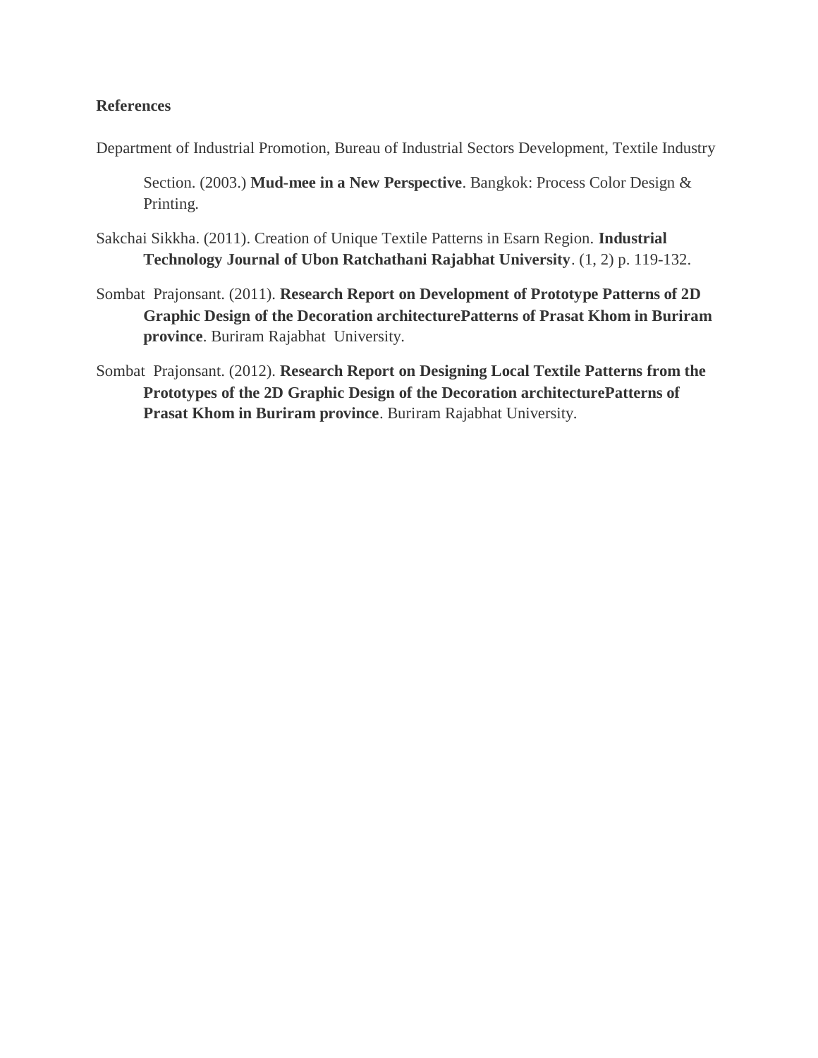**References**

Department of Industrial Promotion, Bureau of Industrial Sectors Development, Textile Industry Section. (2003.) **Mud-mee in a New Perspective**. Bangkok: Process Color Design & Printing.

Sakchai Sikkha. (2011). Creation of Unique Textile Patterns in Esarn Region. **Industrial Technology Journal of Ubon Ratchathani Rajabhat University**. (1, 2) p. 119-132.

Sombat Prajonsant. (2011). **Research Report on Development of Prototype Patterns of 2D Graphic Design of the Decoration architecturePatterns of Prasat Khom in Buriram province**. Buriram Rajabhat University.

Sombat Prajonsant. (2012). **Research Report on Designing Local Textile Patterns from the Prototypes of the 2D Graphic Design of the Decoration architecturePatterns of Prasat Khom in Buriram province**. Buriram Rajabhat University.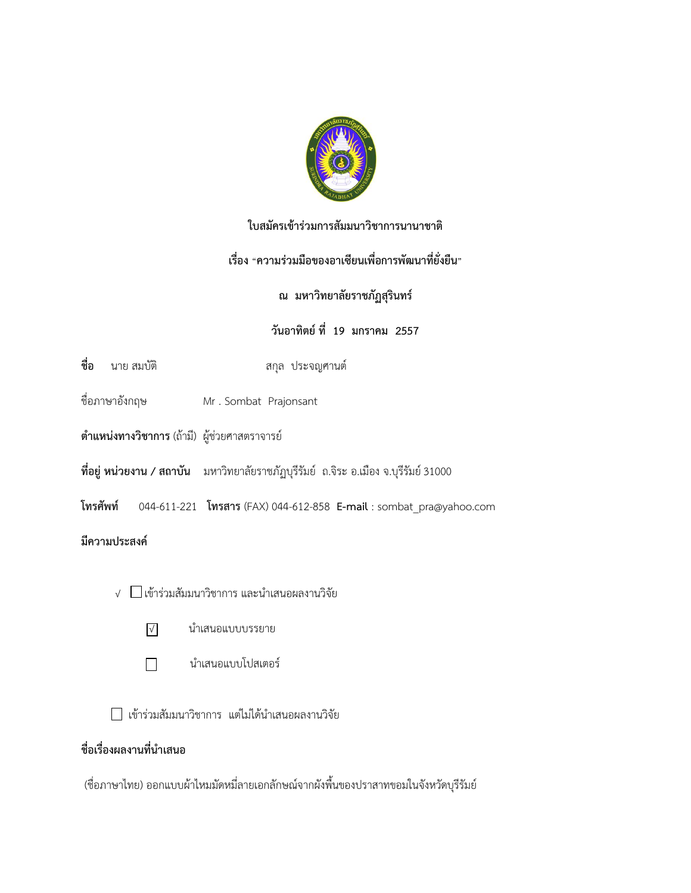**ใบสมัครเข้าร่วมการสัมมนาวิชาการนานาชาติ**

**เรื่อง "ความร่วมมือของอาเซียนเพื่อการพัฒนาที่ยั่งยืน"**

**ณ มหาวิทยาลัยราชภัฏสุรินทร์**

**วันอาทิตย์ ที่ 19 มกราคม 2557**

**ชื่อ** นาย สมบัติ สกุล ประจญศานต์

ชื่อภาษาอังกฤษ Mr . Sombat Prajonsant

**ตำแหน่งทางวิชาการ** (ถ้ามี) ผู้ช่วยศาสตราจารย์

**ที่อยู่ หน่วยงาน / สถาบัน** มหาวิทยาลัยราชภัฏบุรีรัมย์ ถ.จิระ อ.เมือง จ.บุรีรัมย์ 31000

**โทรศัพท์** 044-611-221 **โทรสาร** (FAX) 044-612-858 **E-mail** : sombat_pra@yahoo.com

**มีความประสงค์**

√ ☐ เข้าร่วมสัมมนาวิชาการ และนำเสนอผลงานวิจัย

☑ นำเสนอแบบบรรยาย

☐ นำเสนอแบบโปสเตอร์

☐ เข้าร่วมสัมมนาวิชาการ แต่ไม่ได้นำเสนอผลงานวิจัย

**ชื่อเรื่องผลงานที่นำเสนอ**

(ชื่อภาษาไทย) ออกแบบผ้าไหมมัดหมี่ลายเอกลักษณ์จากผังพื้นของปราสาทขอมในจังหวัดบุรีรัมย์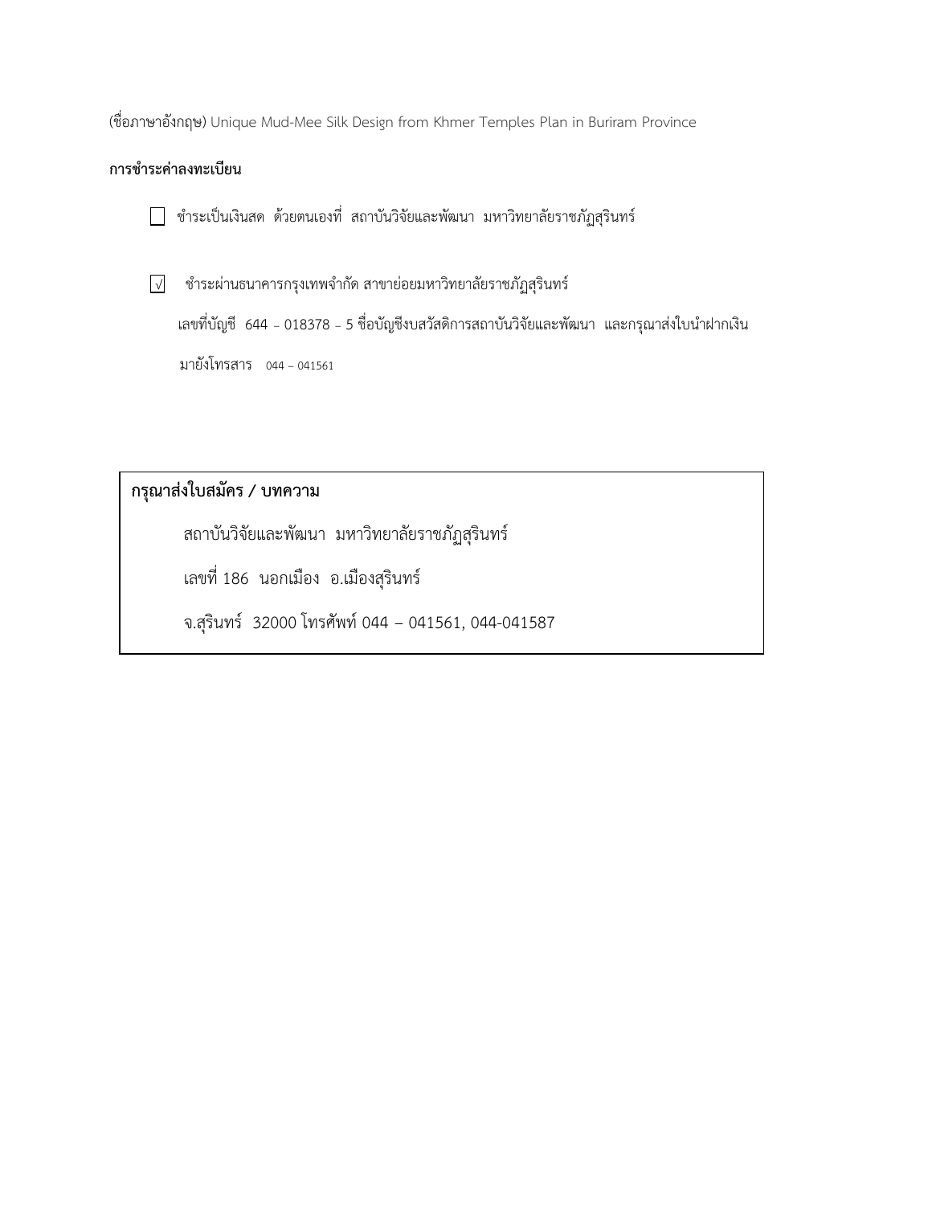(ชื่อภาษาอังกฤษ) Unique Mud-Mee Silk Design from Khmer Temples Plan in Buriram Province

**การชำระค่าลงทะเบียน**

☐ ชำระเป็นเงินสด ด้วยตนเองที่ สถาบันวิจัยและพัฒนา มหาวิทยาลัยราชภัฏสุรินทร์

☑ ชำระผ่านธนาคารกรุงเทพจำกัด สาขาย่อยมหาวิทยาลัยราชภัฏสุรินทร์

เลขที่บัญชี 644 - 018378 - 5 ชื่อบัญชีงบสวัสดิการสถาบันวิจัยและพัฒนา และกรุณาส่งใบนำฝากเงินมายังโทรสาร 044 – 041561

**กรุณาส่งใบสมัคร / บทความ**

สถาบันวิจัยและพัฒนา มหาวิทยาลัยราชภัฏสุรินทร์

เลขที่ 186 นอกเมือง อ.เมืองสุรินทร์

จ.สุรินทร์ 32000 โทรศัพท์ 044 – 041561, 044-041587